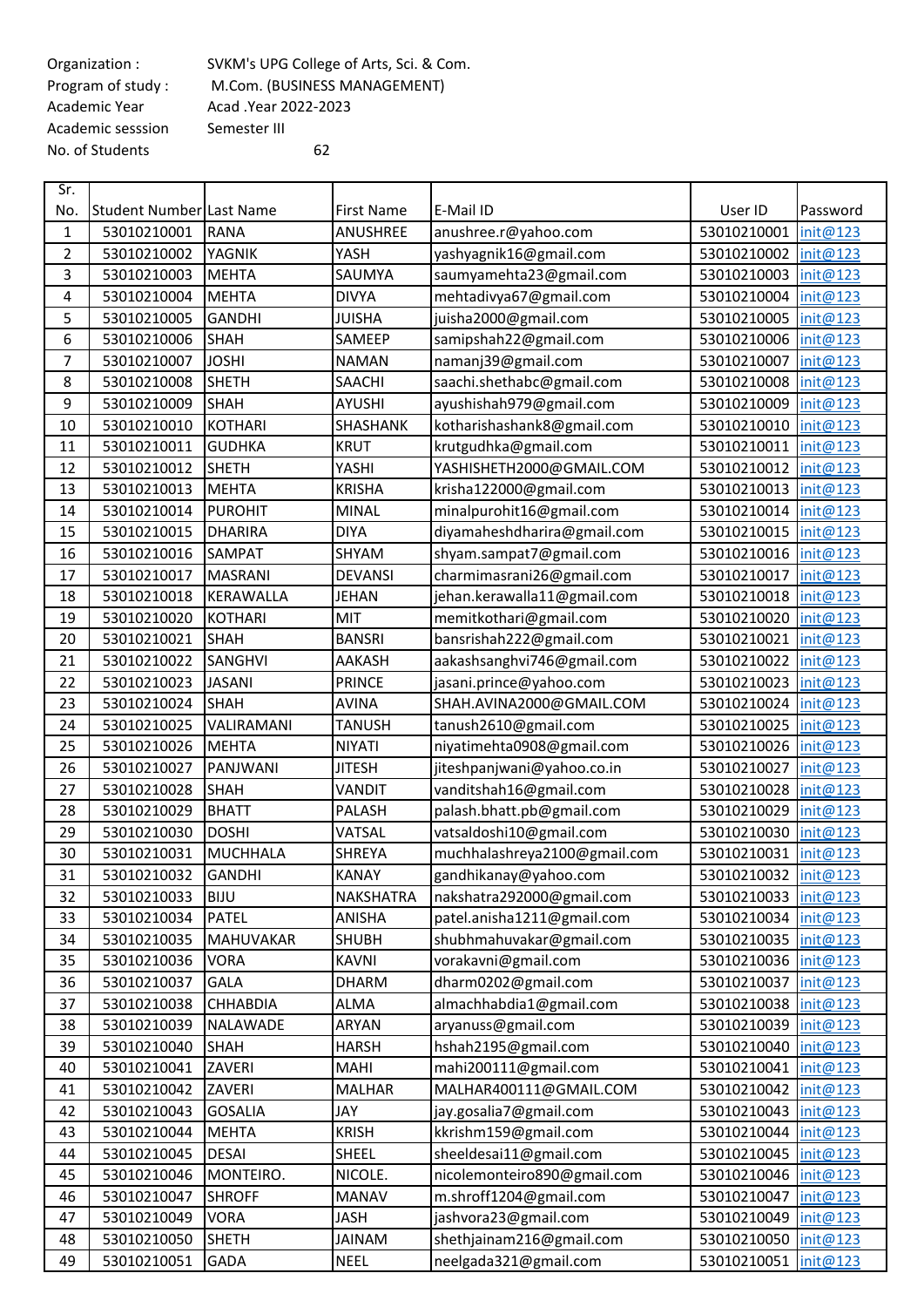Organization : SVKM's UPG College of Arts, Sci. & Com.
Program of study : M.Com. (BUSINESS MANAGEMENT)
Academic Year Acad .Year 2022-2023
Academic sesssion Semester III
No. of Students 62

| Sr. No. | Student Number | Last Name | First Name | E-Mail ID | User ID | Password |
|---|---|---|---|---|---|---|
| 1 | 53010210001 | RANA | ANUSHREE | anushree.r@yahoo.com | 53010210001 | init@123 |
| 2 | 53010210002 | YAGNIK | YASH | yashyagnik16@gmail.com | 53010210002 | init@123 |
| 3 | 53010210003 | MEHTA | SAUMYA | saumyamehta23@gmail.com | 53010210003 | init@123 |
| 4 | 53010210004 | MEHTA | DIVYA | mehtadivya67@gmail.com | 53010210004 | init@123 |
| 5 | 53010210005 | GANDHI | JUISHA | juisha2000@gmail.com | 53010210005 | init@123 |
| 6 | 53010210006 | SHAH | SAMEEP | samipshah22@gmail.com | 53010210006 | init@123 |
| 7 | 53010210007 | JOSHI | NAMAN | namanj39@gmail.com | 53010210007 | init@123 |
| 8 | 53010210008 | SHETH | SAACHI | saachi.shethabc@gmail.com | 53010210008 | init@123 |
| 9 | 53010210009 | SHAH | AYUSHI | ayushishah979@gmail.com | 53010210009 | init@123 |
| 10 | 53010210010 | KOTHARI | SHASHANK | kotharishashank8@gmail.com | 53010210010 | init@123 |
| 11 | 53010210011 | GUDHKA | KRUT | krutgudhka@gmail.com | 53010210011 | init@123 |
| 12 | 53010210012 | SHETH | YASHI | YASHISHETH2000@GMAIL.COM | 53010210012 | init@123 |
| 13 | 53010210013 | MEHTA | KRISHA | krisha122000@gmail.com | 53010210013 | init@123 |
| 14 | 53010210014 | PUROHIT | MINAL | minalpurohit16@gmail.com | 53010210014 | init@123 |
| 15 | 53010210015 | DHARIRA | DIYA | diyamaheshdharira@gmail.com | 53010210015 | init@123 |
| 16 | 53010210016 | SAMPAT | SHYAM | shyam.sampat7@gmail.com | 53010210016 | init@123 |
| 17 | 53010210017 | MASRANI | DEVANSI | charmimasrani26@gmail.com | 53010210017 | init@123 |
| 18 | 53010210018 | KERAWALLA | JEHAN | jehan.kerawalla11@gmail.com | 53010210018 | init@123 |
| 19 | 53010210020 | KOTHARI | MIT | memitkothari@gmail.com | 53010210020 | init@123 |
| 20 | 53010210021 | SHAH | BANSRI | bansrishah222@gmail.com | 53010210021 | init@123 |
| 21 | 53010210022 | SANGHVI | AAKASH | aakashsanghvi746@gmail.com | 53010210022 | init@123 |
| 22 | 53010210023 | JASANI | PRINCE | jasani.prince@yahoo.com | 53010210023 | init@123 |
| 23 | 53010210024 | SHAH | AVINA | SHAH.AVINA2000@GMAIL.COM | 53010210024 | init@123 |
| 24 | 53010210025 | VALIRAMANI | TANUSH | tanush2610@gmail.com | 53010210025 | init@123 |
| 25 | 53010210026 | MEHTA | NIYATI | niyatimehta0908@gmail.com | 53010210026 | init@123 |
| 26 | 53010210027 | PANJWANI | JITESH | jiteshpanjwani@yahoo.co.in | 53010210027 | init@123 |
| 27 | 53010210028 | SHAH | VANDIT | vanditshah16@gmail.com | 53010210028 | init@123 |
| 28 | 53010210029 | BHATT | PALASH | palash.bhatt.pb@gmail.com | 53010210029 | init@123 |
| 29 | 53010210030 | DOSHI | VATSAL | vatsaldoshi10@gmail.com | 53010210030 | init@123 |
| 30 | 53010210031 | MUCHHALA | SHREYA | muchhalashreya2100@gmail.com | 53010210031 | init@123 |
| 31 | 53010210032 | GANDHI | KANAY | gandhikanay@yahoo.com | 53010210032 | init@123 |
| 32 | 53010210033 | BIJU | NAKSHATRA | nakshatra292000@gmail.com | 53010210033 | init@123 |
| 33 | 53010210034 | PATEL | ANISHA | patel.anisha1211@gmail.com | 53010210034 | init@123 |
| 34 | 53010210035 | MAHUVAKAR | SHUBH | shubhmahuvakar@gmail.com | 53010210035 | init@123 |
| 35 | 53010210036 | VORA | KAVNI | vorakavni@gmail.com | 53010210036 | init@123 |
| 36 | 53010210037 | GALA | DHARM | dharm0202@gmail.com | 53010210037 | init@123 |
| 37 | 53010210038 | CHHABDIA | ALMA | almachhabdia1@gmail.com | 53010210038 | init@123 |
| 38 | 53010210039 | NALAWADE | ARYAN | aryanuss@gmail.com | 53010210039 | init@123 |
| 39 | 53010210040 | SHAH | HARSH | hshah2195@gmail.com | 53010210040 | init@123 |
| 40 | 53010210041 | ZAVERI | MAHI | mahi200111@gmail.com | 53010210041 | init@123 |
| 41 | 53010210042 | ZAVERI | MALHAR | MALHAR400111@GMAIL.COM | 53010210042 | init@123 |
| 42 | 53010210043 | GOSALIA | JAY | jay.gosalia7@gmail.com | 53010210043 | init@123 |
| 43 | 53010210044 | MEHTA | KRISH | kkrishm159@gmail.com | 53010210044 | init@123 |
| 44 | 53010210045 | DESAI | SHEEL | sheeldesai11@gmail.com | 53010210045 | init@123 |
| 45 | 53010210046 | MONTEIRO. | NICOLE. | nicolemonteiro890@gmail.com | 53010210046 | init@123 |
| 46 | 53010210047 | SHROFF | MANAV | m.shroff1204@gmail.com | 53010210047 | init@123 |
| 47 | 53010210049 | VORA | JASH | jashvora23@gmail.com | 53010210049 | init@123 |
| 48 | 53010210050 | SHETH | JAINAM | shethjainam216@gmail.com | 53010210050 | init@123 |
| 49 | 53010210051 | GADA | NEEL | neelgada321@gmail.com | 53010210051 | init@123 |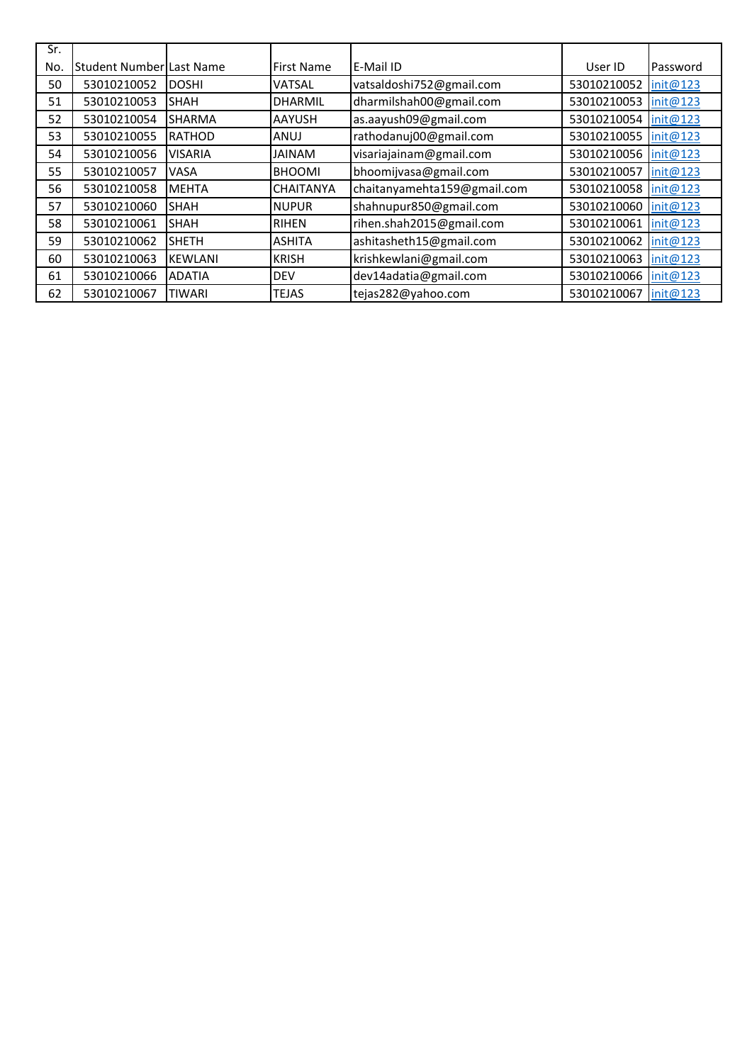| Sr. No. | Student Number | Last Name | First Name | E-Mail ID | User ID | Password |
|---|---|---|---|---|---|---|
| 50 | 53010210052 | DOSHI | VATSAL | vatsaldoshi752@gmail.com | 53010210052 | init@123 |
| 51 | 53010210053 | SHAH | DHARMIL | dharmilshah00@gmail.com | 53010210053 | init@123 |
| 52 | 53010210054 | SHARMA | AAYUSH | as.aayush09@gmail.com | 53010210054 | init@123 |
| 53 | 53010210055 | RATHOD | ANUJ | rathodanuj00@gmail.com | 53010210055 | init@123 |
| 54 | 53010210056 | VISARIA | JAINAM | visariajainam@gmail.com | 53010210056 | init@123 |
| 55 | 53010210057 | VASA | BHOOMI | bhoomijvasa@gmail.com | 53010210057 | init@123 |
| 56 | 53010210058 | MEHTA | CHAITANYA | chaitanyamehta159@gmail.com | 53010210058 | init@123 |
| 57 | 53010210060 | SHAH | NUPUR | shahnupur850@gmail.com | 53010210060 | init@123 |
| 58 | 53010210061 | SHAH | RIHEN | rihen.shah2015@gmail.com | 53010210061 | init@123 |
| 59 | 53010210062 | SHETH | ASHITA | ashitasheth15@gmail.com | 53010210062 | init@123 |
| 60 | 53010210063 | KEWLANI | KRISH | krishkewlani@gmail.com | 53010210063 | init@123 |
| 61 | 53010210066 | ADATIA | DEV | dev14adatia@gmail.com | 53010210066 | init@123 |
| 62 | 53010210067 | TIWARI | TEJAS | tejas282@yahoo.com | 53010210067 | init@123 |